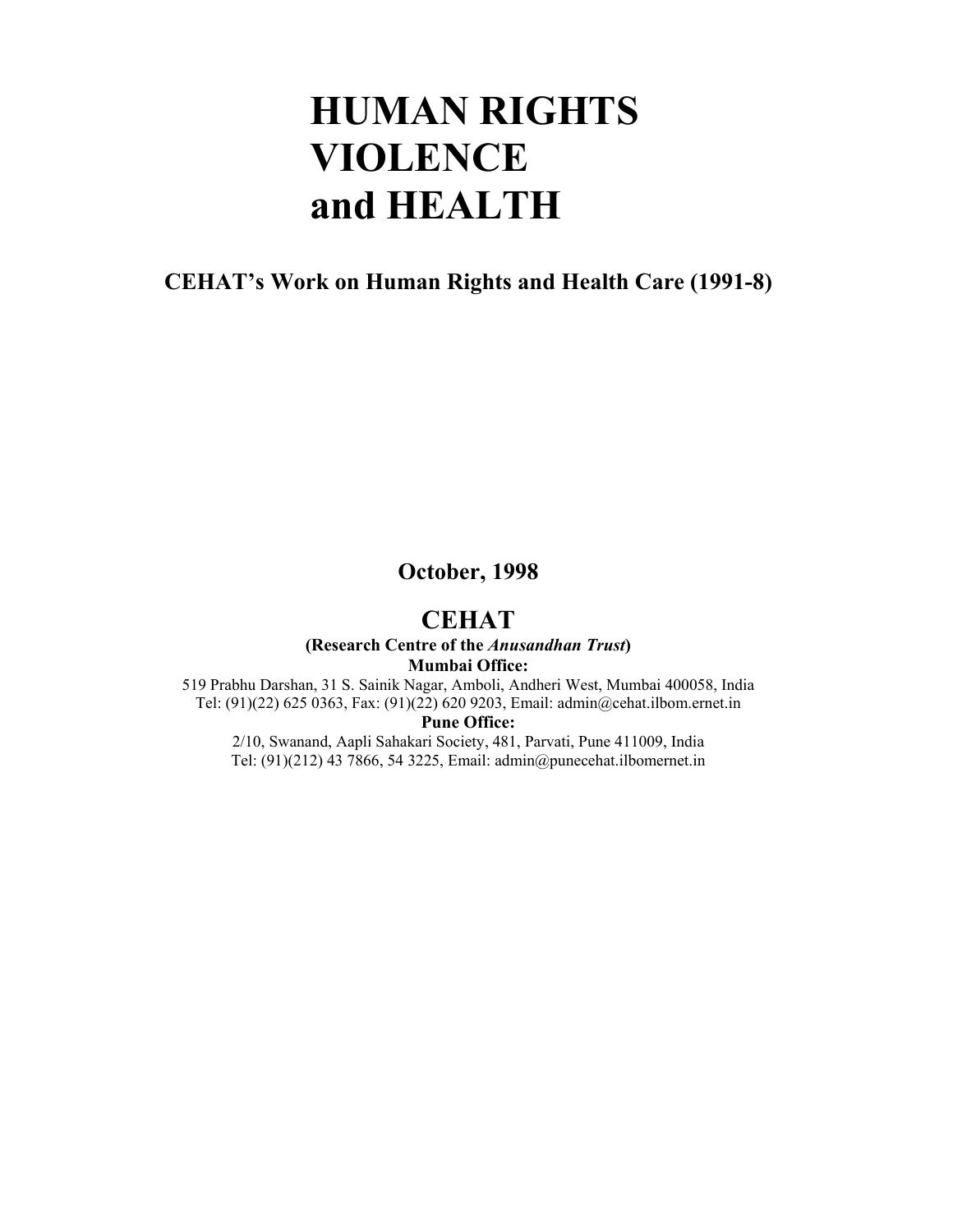# HUMAN RIGHTS VIOLENCE and HEALTH

## CEHAT's Work on Human Rights and Health Care (1991-8)

**October, 1998**

## CEHAT

**(Research Centre of the *Anusandhan Trust*)**

**Mumbai Office:**

519 Prabhu Darshan, 31 S. Sainik Nagar, Amboli, Andheri West, Mumbai 400058, India
Tel: (91)(22) 625 0363, Fax: (91)(22) 620 9203, Email: admin@cehat.ilbom.ernet.in

**Pune Office:**

2/10, Swanand, Aapli Sahakari Society, 481, Parvati, Pune 411009, India
Tel: (91)(212) 43 7866, 54 3225, Email: admin@punecehat.ilbomernet.in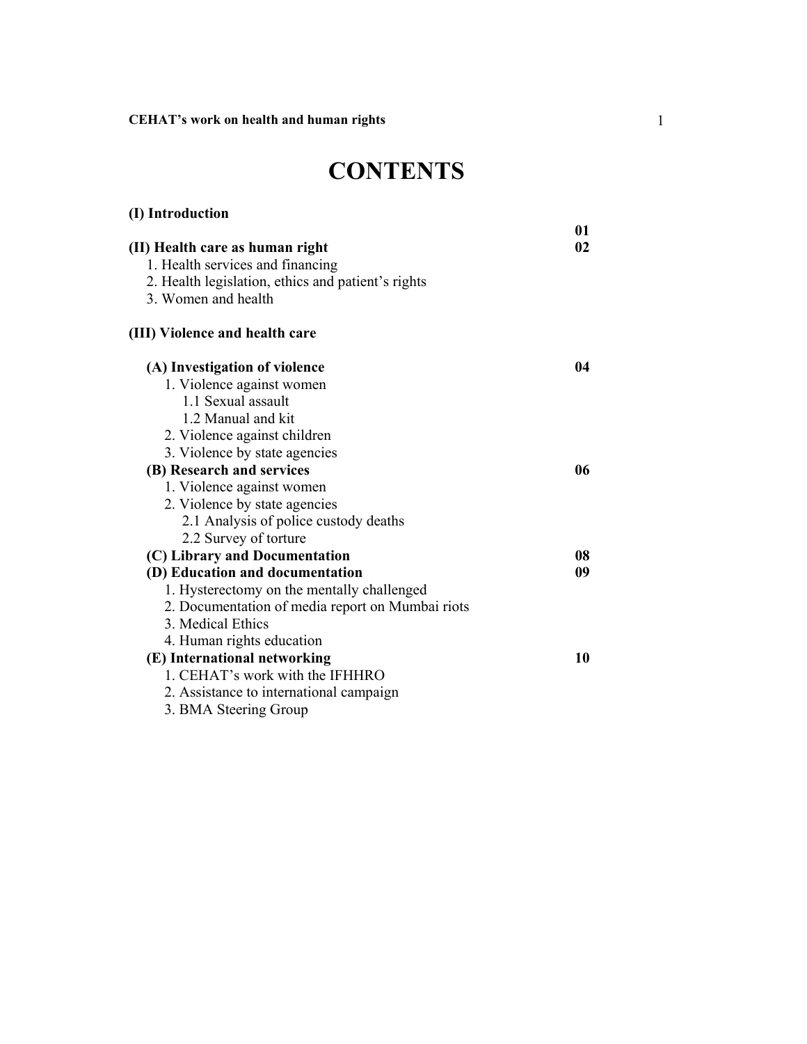# CONTENTS

| | |
|---|---|
| **(I) Introduction** | **01** |
| **(II) Health care as human right** | **02** |
| 1. Health services and financing | |
| 2. Health legislation, ethics and patient's rights | |
| 3. Women and health | |
| **(III) Violence and health care** | |
| **(A) Investigation of violence** | **04** |
| 1. Violence against women | |
| 1.1 Sexual assault | |
| 1.2 Manual and kit | |
| 2. Violence against children | |
| 3. Violence by state agencies | |
| **(B) Research and services** | **06** |
| 1. Violence against women | |
| 2. Violence by state agencies | |
| 2.1 Analysis of police custody deaths | |
| 2.2 Survey of torture | |
| **(C) Library and Documentation** | **08** |
| **(D) Education and documentation** | **09** |
| 1. Hysterectomy on the mentally challenged | |
| 2. Documentation of media report on Mumbai riots | |
| 3. Medical Ethics | |
| 4. Human rights education | |
| **(E) International networking** | **10** |
| 1. CEHAT's work with the IFHHRO | |
| 2. Assistance to international campaign | |
| 3. BMA Steering Group | |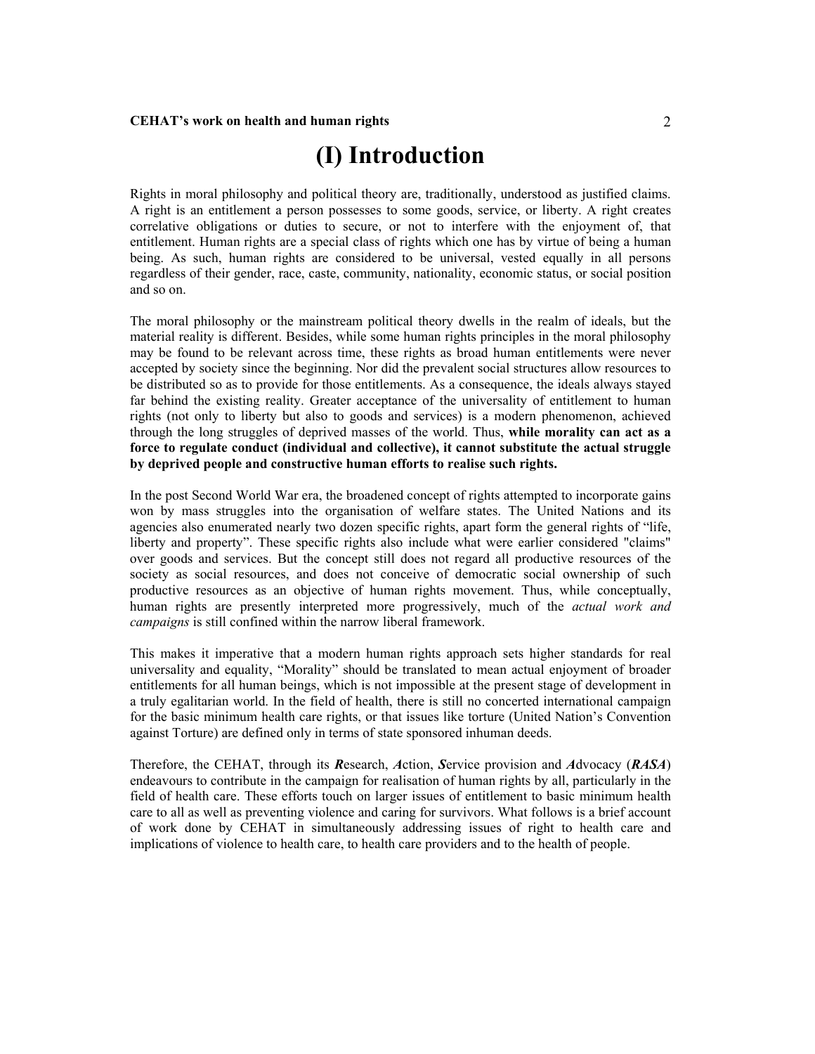# (I) Introduction

Rights in moral philosophy and political theory are, traditionally, understood as justified claims. A right is an entitlement a person possesses to some goods, service, or liberty. A right creates correlative obligations or duties to secure, or not to interfere with the enjoyment of, that entitlement. Human rights are a special class of rights which one has by virtue of being a human being. As such, human rights are considered to be universal, vested equally in all persons regardless of their gender, race, caste, community, nationality, economic status, or social position and so on.

The moral philosophy or the mainstream political theory dwells in the realm of ideals, but the material reality is different. Besides, while some human rights principles in the moral philosophy may be found to be relevant across time, these rights as broad human entitlements were never accepted by society since the beginning. Nor did the prevalent social structures allow resources to be distributed so as to provide for those entitlements. As a consequence, the ideals always stayed far behind the existing reality. Greater acceptance of the universality of entitlement to human rights (not only to liberty but also to goods and services) is a modern phenomenon, achieved through the long struggles of deprived masses of the world. Thus, **while morality can act as a force to regulate conduct (individual and collective), it cannot substitute the actual struggle by deprived people and constructive human efforts to realise such rights.**

In the post Second World War era, the broadened concept of rights attempted to incorporate gains won by mass struggles into the organisation of welfare states. The United Nations and its agencies also enumerated nearly two dozen specific rights, apart form the general rights of "life, liberty and property". These specific rights also include what were earlier considered "claims" over goods and services. But the concept still does not regard all productive resources of the society as social resources, and does not conceive of democratic social ownership of such productive resources as an objective of human rights movement. Thus, while conceptually, human rights are presently interpreted more progressively, much of the *actual work and campaigns* is still confined within the narrow liberal framework.

This makes it imperative that a modern human rights approach sets higher standards for real universality and equality, "Morality" should be translated to mean actual enjoyment of broader entitlements for all human beings, which is not impossible at the present stage of development in a truly egalitarian world. In the field of health, there is still no concerted international campaign for the basic minimum health care rights, or that issues like torture (United Nation's Convention against Torture) are defined only in terms of state sponsored inhuman deeds.

Therefore, the CEHAT, through its ***R***esearch, ***A***ction, ***S***ervice provision and ***A***dvocacy (***RASA***) endeavours to contribute in the campaign for realisation of human rights by all, particularly in the field of health care. These efforts touch on larger issues of entitlement to basic minimum health care to all as well as preventing violence and caring for survivors. What follows is a brief account of work done by CEHAT in simultaneously addressing issues of right to health care and implications of violence to health care, to health care providers and to the health of people.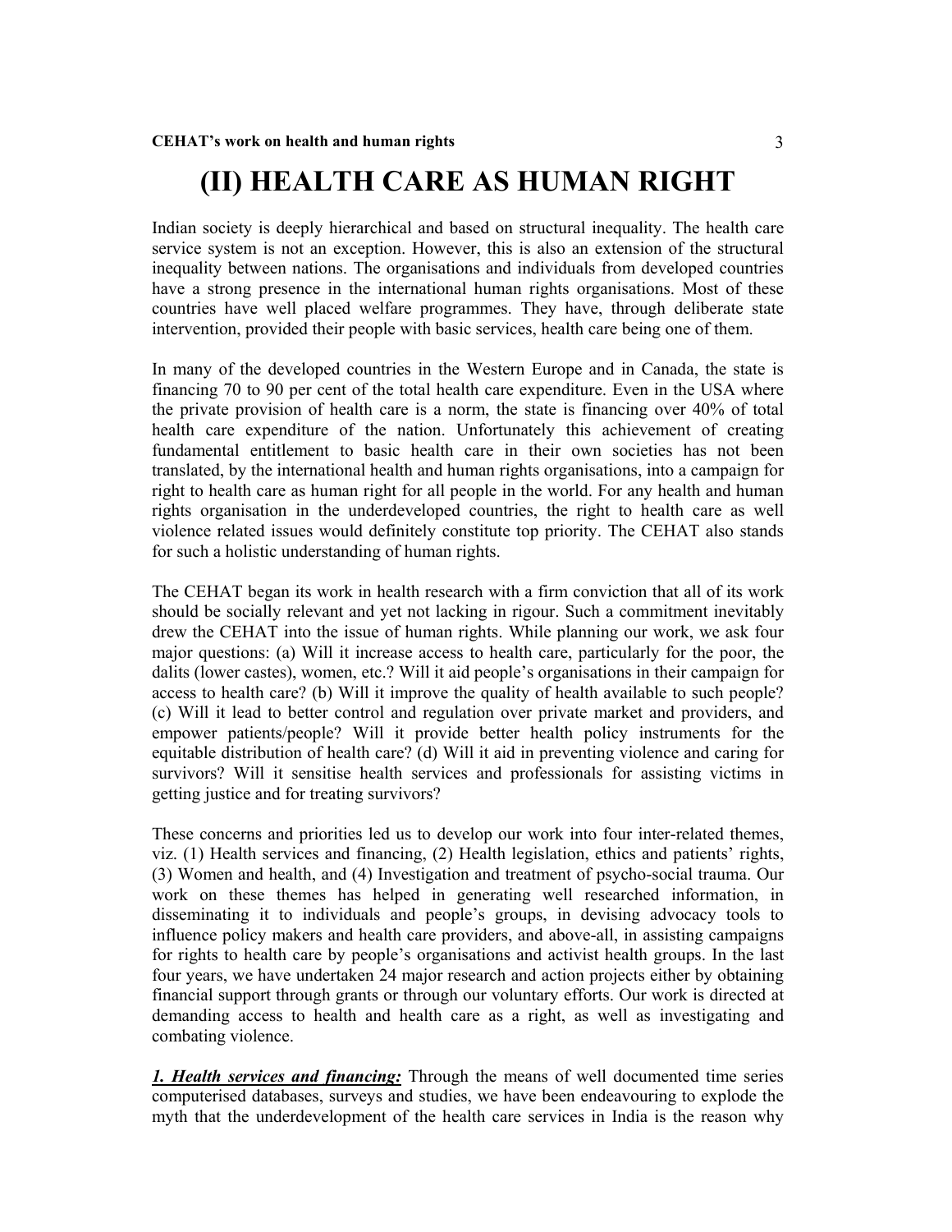# (II) HEALTH CARE AS HUMAN RIGHT

Indian society is deeply hierarchical and based on structural inequality. The health care service system is not an exception. However, this is also an extension of the structural inequality between nations. The organisations and individuals from developed countries have a strong presence in the international human rights organisations. Most of these countries have well placed welfare programmes. They have, through deliberate state intervention, provided their people with basic services, health care being one of them.

In many of the developed countries in the Western Europe and in Canada, the state is financing 70 to 90 per cent of the total health care expenditure. Even in the USA where the private provision of health care is a norm, the state is financing over 40% of total health care expenditure of the nation. Unfortunately this achievement of creating fundamental entitlement to basic health care in their own societies has not been translated, by the international health and human rights organisations, into a campaign for right to health care as human right for all people in the world. For any health and human rights organisation in the underdeveloped countries, the right to health care as well violence related issues would definitely constitute top priority. The CEHAT also stands for such a holistic understanding of human rights.

The CEHAT began its work in health research with a firm conviction that all of its work should be socially relevant and yet not lacking in rigour. Such a commitment inevitably drew the CEHAT into the issue of human rights. While planning our work, we ask four major questions: (a) Will it increase access to health care, particularly for the poor, the dalits (lower castes), women, etc.? Will it aid people's organisations in their campaign for access to health care? (b) Will it improve the quality of health available to such people? (c) Will it lead to better control and regulation over private market and providers, and empower patients/people? Will it provide better health policy instruments for the equitable distribution of health care? (d) Will it aid in preventing violence and caring for survivors? Will it sensitise health services and professionals for assisting victims in getting justice and for treating survivors?

These concerns and priorities led us to develop our work into four inter-related themes, viz. (1) Health services and financing, (2) Health legislation, ethics and patients' rights, (3) Women and health, and (4) Investigation and treatment of psycho-social trauma. Our work on these themes has helped in generating well researched information, in disseminating it to individuals and people's groups, in devising advocacy tools to influence policy makers and health care providers, and above-all, in assisting campaigns for rights to health care by people's organisations and activist health groups. In the last four years, we have undertaken 24 major research and action projects either by obtaining financial support through grants or through our voluntary efforts. Our work is directed at demanding access to health and health care as a right, as well as investigating and combating violence.

***1. Health services and financing:*** Through the means of well documented time series computerised databases, surveys and studies, we have been endeavouring to explode the myth that the underdevelopment of the health care services in India is the reason why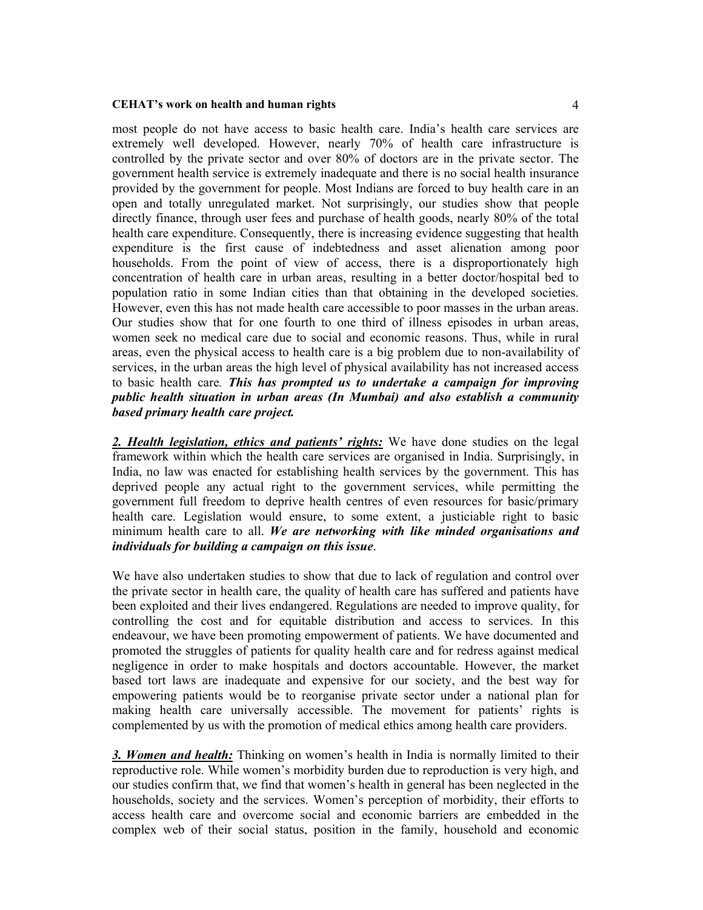most people do not have access to basic health care. India's health care services are extremely well developed. However, nearly 70% of health care infrastructure is controlled by the private sector and over 80% of doctors are in the private sector. The government health service is extremely inadequate and there is no social health insurance provided by the government for people. Most Indians are forced to buy health care in an open and totally unregulated market. Not surprisingly, our studies show that people directly finance, through user fees and purchase of health goods, nearly 80% of the total health care expenditure. Consequently, there is increasing evidence suggesting that health expenditure is the first cause of indebtedness and asset alienation among poor households. From the point of view of access, there is a disproportionately high concentration of health care in urban areas, resulting in a better doctor/hospital bed to population ratio in some Indian cities than that obtaining in the developed societies. However, even this has not made health care accessible to poor masses in the urban areas. Our studies show that for one fourth to one third of illness episodes in urban areas, women seek no medical care due to social and economic reasons. Thus, while in rural areas, even the physical access to health care is a big problem due to non-availability of services, in the urban areas the high level of physical availability has not increased access to basic health care. ***This has prompted us to undertake a campaign for improving public health situation in urban areas (In Mumbai) and also establish a community based primary health care project.***

***2. Health legislation, ethics and patients' rights:*** We have done studies on the legal framework within which the health care services are organised in India. Surprisingly, in India, no law was enacted for establishing health services by the government. This has deprived people any actual right to the government services, while permitting the government full freedom to deprive health centres of even resources for basic/primary health care. Legislation would ensure, to some extent, a justiciable right to basic minimum health care to all. ***We are networking with like minded organisations and individuals for building a campaign on this issue***.

We have also undertaken studies to show that due to lack of regulation and control over the private sector in health care, the quality of health care has suffered and patients have been exploited and their lives endangered. Regulations are needed to improve quality, for controlling the cost and for equitable distribution and access to services. In this endeavour, we have been promoting empowerment of patients. We have documented and promoted the struggles of patients for quality health care and for redress against medical negligence in order to make hospitals and doctors accountable. However, the market based tort laws are inadequate and expensive for our society, and the best way for empowering patients would be to reorganise private sector under a national plan for making health care universally accessible. The movement for patients' rights is complemented by us with the promotion of medical ethics among health care providers.

***3. Women and health:*** Thinking on women's health in India is normally limited to their reproductive role. While women's morbidity burden due to reproduction is very high, and our studies confirm that, we find that women's health in general has been neglected in the households, society and the services. Women's perception of morbidity, their efforts to access health care and overcome social and economic barriers are embedded in the complex web of their social status, position in the family, household and economic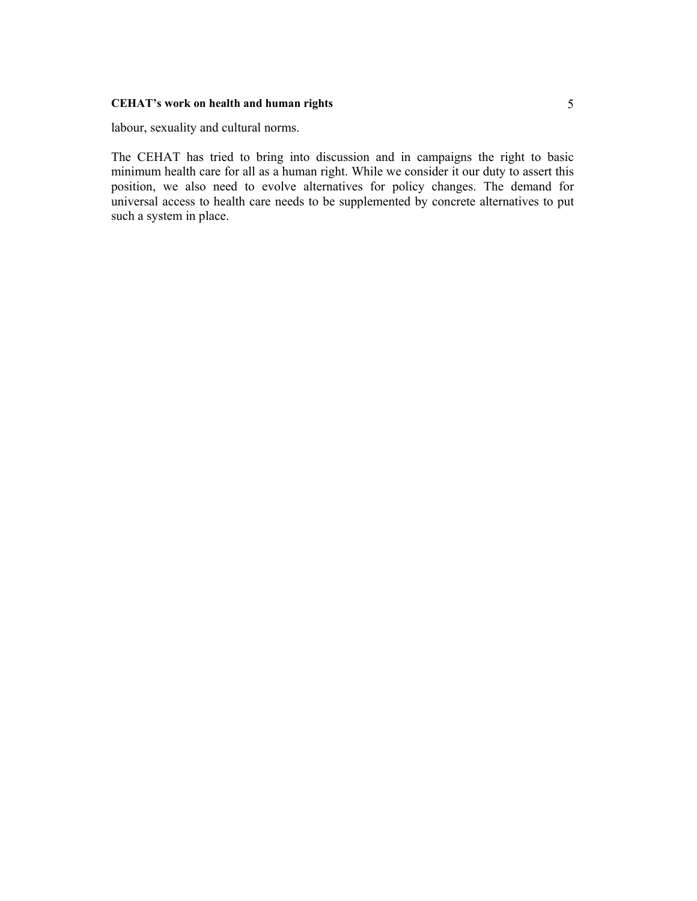labour, sexuality and cultural norms.

The CEHAT has tried to bring into discussion and in campaigns the right to basic minimum health care for all as a human right. While we consider it our duty to assert this position, we also need to evolve alternatives for policy changes. The demand for universal access to health care needs to be supplemented by concrete alternatives to put such a system in place.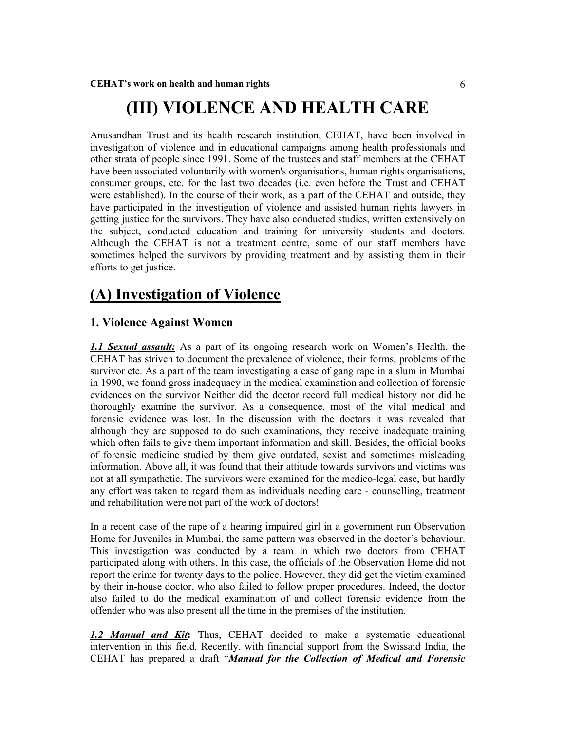# (III) VIOLENCE AND HEALTH CARE

Anusandhan Trust and its health research institution, CEHAT, have been involved in investigation of violence and in educational campaigns among health professionals and other strata of people since 1991. Some of the trustees and staff members at the CEHAT have been associated voluntarily with women's organisations, human rights organisations, consumer groups, etc. for the last two decades (i.e. even before the Trust and CEHAT were established). In the course of their work, as a part of the CEHAT and outside, they have participated in the investigation of violence and assisted human rights lawyers in getting justice for the survivors. They have also conducted studies, written extensively on the subject, conducted education and training for university students and doctors. Although the CEHAT is not a treatment centre, some of our staff members have sometimes helped the survivors by providing treatment and by assisting them in their efforts to get justice.

## (A) Investigation of Violence

### 1. Violence Against Women

***1.1 Sexual assault:*** As a part of its ongoing research work on Women's Health, the CEHAT has striven to document the prevalence of violence, their forms, problems of the survivor etc. As a part of the team investigating a case of gang rape in a slum in Mumbai in 1990, we found gross inadequacy in the medical examination and collection of forensic evidences on the survivor Neither did the doctor record full medical history nor did he thoroughly examine the survivor. As a consequence, most of the vital medical and forensic evidence was lost. In the discussion with the doctors it was revealed that although they are supposed to do such examinations, they receive inadequate training which often fails to give them important information and skill. Besides, the official books of forensic medicine studied by them give outdated, sexist and sometimes misleading information. Above all, it was found that their attitude towards survivors and victims was not at all sympathetic. The survivors were examined for the medico-legal case, but hardly any effort was taken to regard them as individuals needing care - counselling, treatment and rehabilitation were not part of the work of doctors!

In a recent case of the rape of a hearing impaired girl in a government run Observation Home for Juveniles in Mumbai, the same pattern was observed in the doctor's behaviour. This investigation was conducted by a team in which two doctors from CEHAT participated along with others. In this case, the officials of the Observation Home did not report the crime for twenty days to the police. However, they did get the victim examined by their in-house doctor, who also failed to follow proper procedures. Indeed, the doctor also failed to do the medical examination of and collect forensic evidence from the offender who was also present all the time in the premises of the institution.

***1.2 Manual and Kit*:** Thus, CEHAT decided to make a systematic educational intervention in this field. Recently, with financial support from the Swissaid India, the CEHAT has prepared a draft "***Manual for the Collection of Medical and Forensic***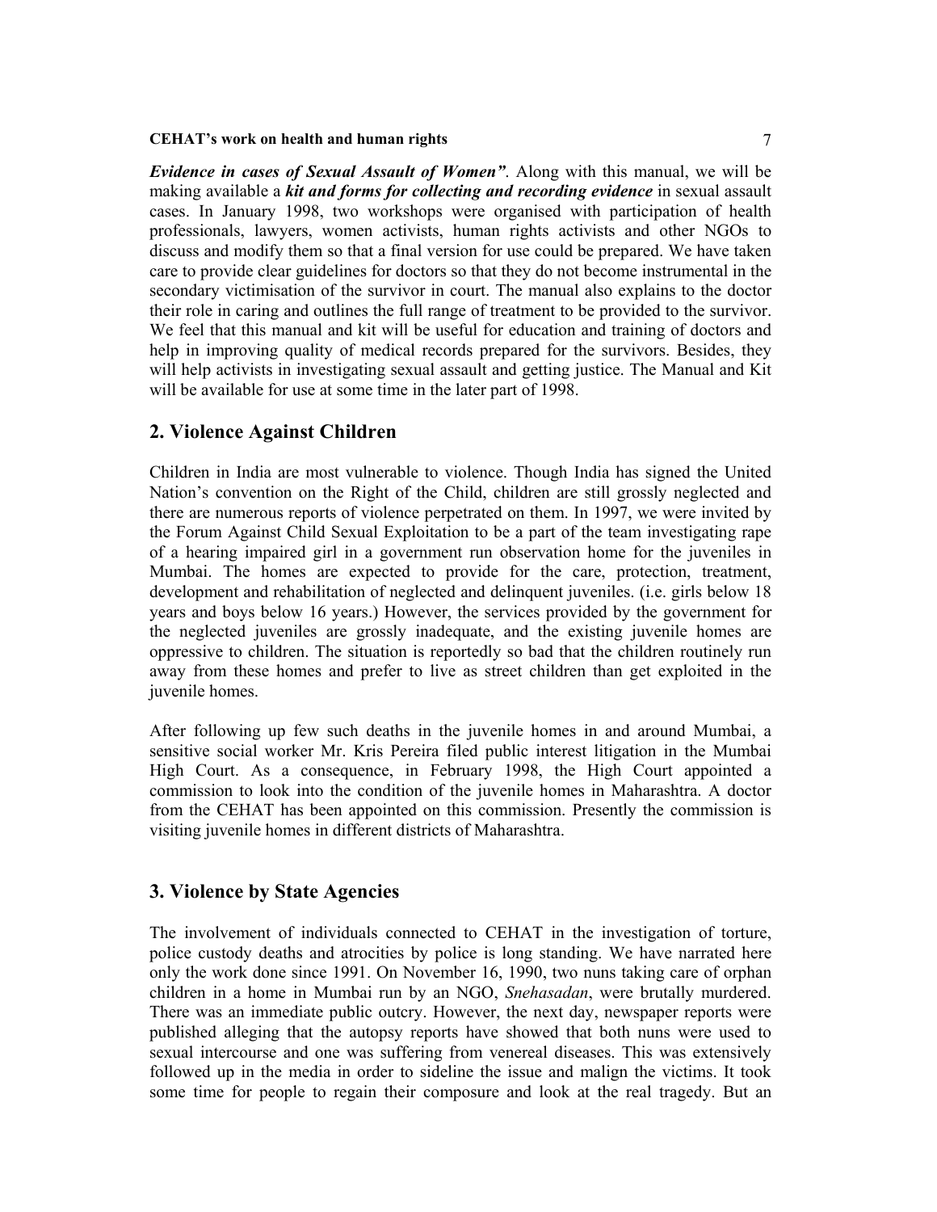***Evidence in cases of Sexual Assault of Women"***. Along with this manual, we will be making available a ***kit and forms for collecting and recording evidence*** in sexual assault cases. In January 1998, two workshops were organised with participation of health professionals, lawyers, women activists, human rights activists and other NGOs to discuss and modify them so that a final version for use could be prepared. We have taken care to provide clear guidelines for doctors so that they do not become instrumental in the secondary victimisation of the survivor in court. The manual also explains to the doctor their role in caring and outlines the full range of treatment to be provided to the survivor. We feel that this manual and kit will be useful for education and training of doctors and help in improving quality of medical records prepared for the survivors. Besides, they will help activists in investigating sexual assault and getting justice. The Manual and Kit will be available for use at some time in the later part of 1998.

## 2. Violence Against Children

Children in India are most vulnerable to violence. Though India has signed the United Nation's convention on the Right of the Child, children are still grossly neglected and there are numerous reports of violence perpetrated on them. In 1997, we were invited by the Forum Against Child Sexual Exploitation to be a part of the team investigating rape of a hearing impaired girl in a government run observation home for the juveniles in Mumbai. The homes are expected to provide for the care, protection, treatment, development and rehabilitation of neglected and delinquent juveniles. (i.e. girls below 18 years and boys below 16 years.) However, the services provided by the government for the neglected juveniles are grossly inadequate, and the existing juvenile homes are oppressive to children. The situation is reportedly so bad that the children routinely run away from these homes and prefer to live as street children than get exploited in the juvenile homes.

After following up few such deaths in the juvenile homes in and around Mumbai, a sensitive social worker Mr. Kris Pereira filed public interest litigation in the Mumbai High Court. As a consequence, in February 1998, the High Court appointed a commission to look into the condition of the juvenile homes in Maharashtra. A doctor from the CEHAT has been appointed on this commission. Presently the commission is visiting juvenile homes in different districts of Maharashtra.

## 3. Violence by State Agencies

The involvement of individuals connected to CEHAT in the investigation of torture, police custody deaths and atrocities by police is long standing. We have narrated here only the work done since 1991. On November 16, 1990, two nuns taking care of orphan children in a home in Mumbai run by an NGO, *Snehasadan*, were brutally murdered. There was an immediate public outcry. However, the next day, newspaper reports were published alleging that the autopsy reports have showed that both nuns were used to sexual intercourse and one was suffering from venereal diseases. This was extensively followed up in the media in order to sideline the issue and malign the victims. It took some time for people to regain their composure and look at the real tragedy. But an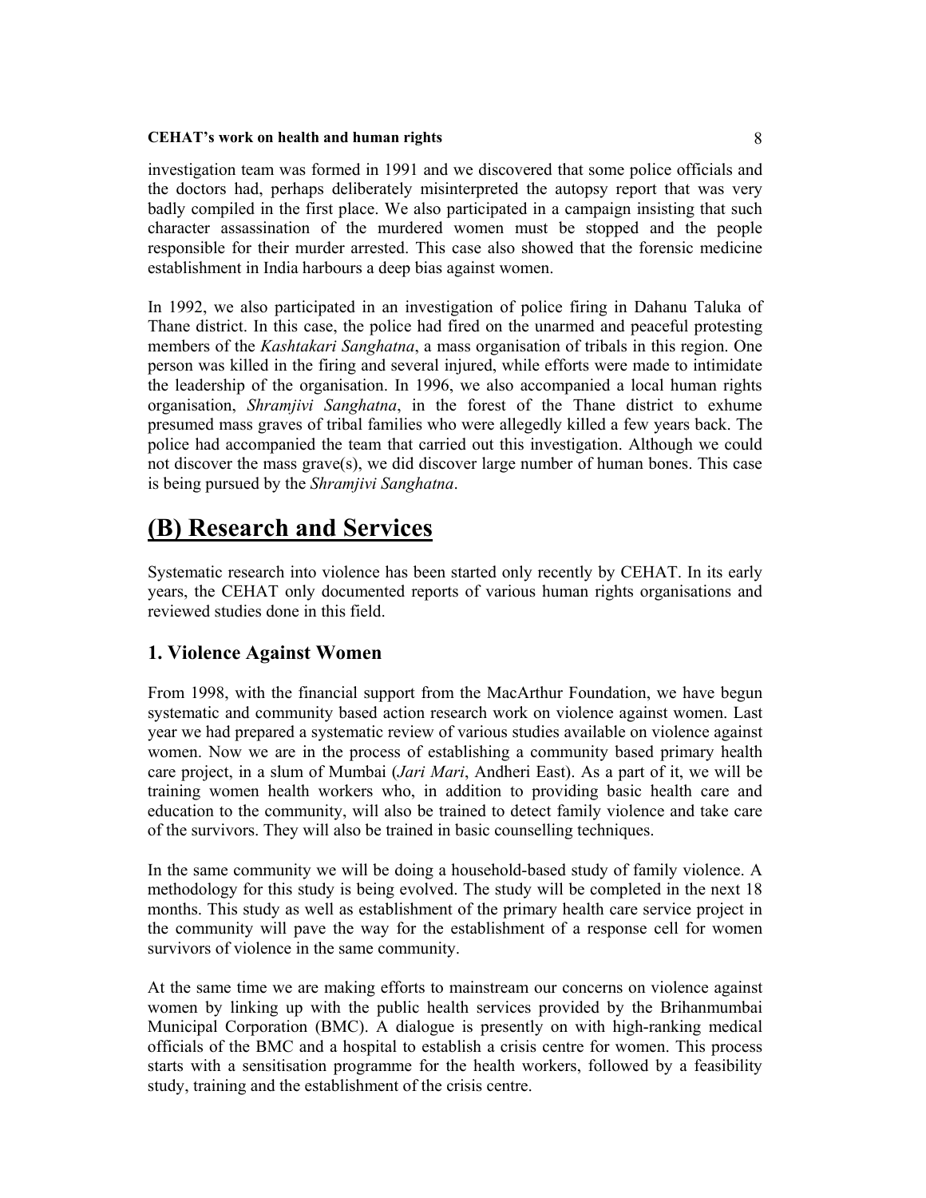investigation team was formed in 1991 and we discovered that some police officials and the doctors had, perhaps deliberately misinterpreted the autopsy report that was very badly compiled in the first place. We also participated in a campaign insisting that such character assassination of the murdered women must be stopped and the people responsible for their murder arrested. This case also showed that the forensic medicine establishment in India harbours a deep bias against women.

In 1992, we also participated in an investigation of police firing in Dahanu Taluka of Thane district. In this case, the police had fired on the unarmed and peaceful protesting members of the *Kashtakari Sanghatna*, a mass organisation of tribals in this region. One person was killed in the firing and several injured, while efforts were made to intimidate the leadership of the organisation. In 1996, we also accompanied a local human rights organisation, *Shramjivi Sanghatna*, in the forest of the Thane district to exhume presumed mass graves of tribal families who were allegedly killed a few years back. The police had accompanied the team that carried out this investigation. Although we could not discover the mass grave(s), we did discover large number of human bones. This case is being pursued by the *Shramjivi Sanghatna*.

# (B) Research and Services

Systematic research into violence has been started only recently by CEHAT. In its early years, the CEHAT only documented reports of various human rights organisations and reviewed studies done in this field.

## 1. Violence Against Women

From 1998, with the financial support from the MacArthur Foundation, we have begun systematic and community based action research work on violence against women. Last year we had prepared a systematic review of various studies available on violence against women. Now we are in the process of establishing a community based primary health care project, in a slum of Mumbai (*Jari Mari*, Andheri East). As a part of it, we will be training women health workers who, in addition to providing basic health care and education to the community, will also be trained to detect family violence and take care of the survivors. They will also be trained in basic counselling techniques.

In the same community we will be doing a household-based study of family violence. A methodology for this study is being evolved. The study will be completed in the next 18 months. This study as well as establishment of the primary health care service project in the community will pave the way for the establishment of a response cell for women survivors of violence in the same community.

At the same time we are making efforts to mainstream our concerns on violence against women by linking up with the public health services provided by the Brihanmumbai Municipal Corporation (BMC). A dialogue is presently on with high-ranking medical officials of the BMC and a hospital to establish a crisis centre for women. This process starts with a sensitisation programme for the health workers, followed by a feasibility study, training and the establishment of the crisis centre.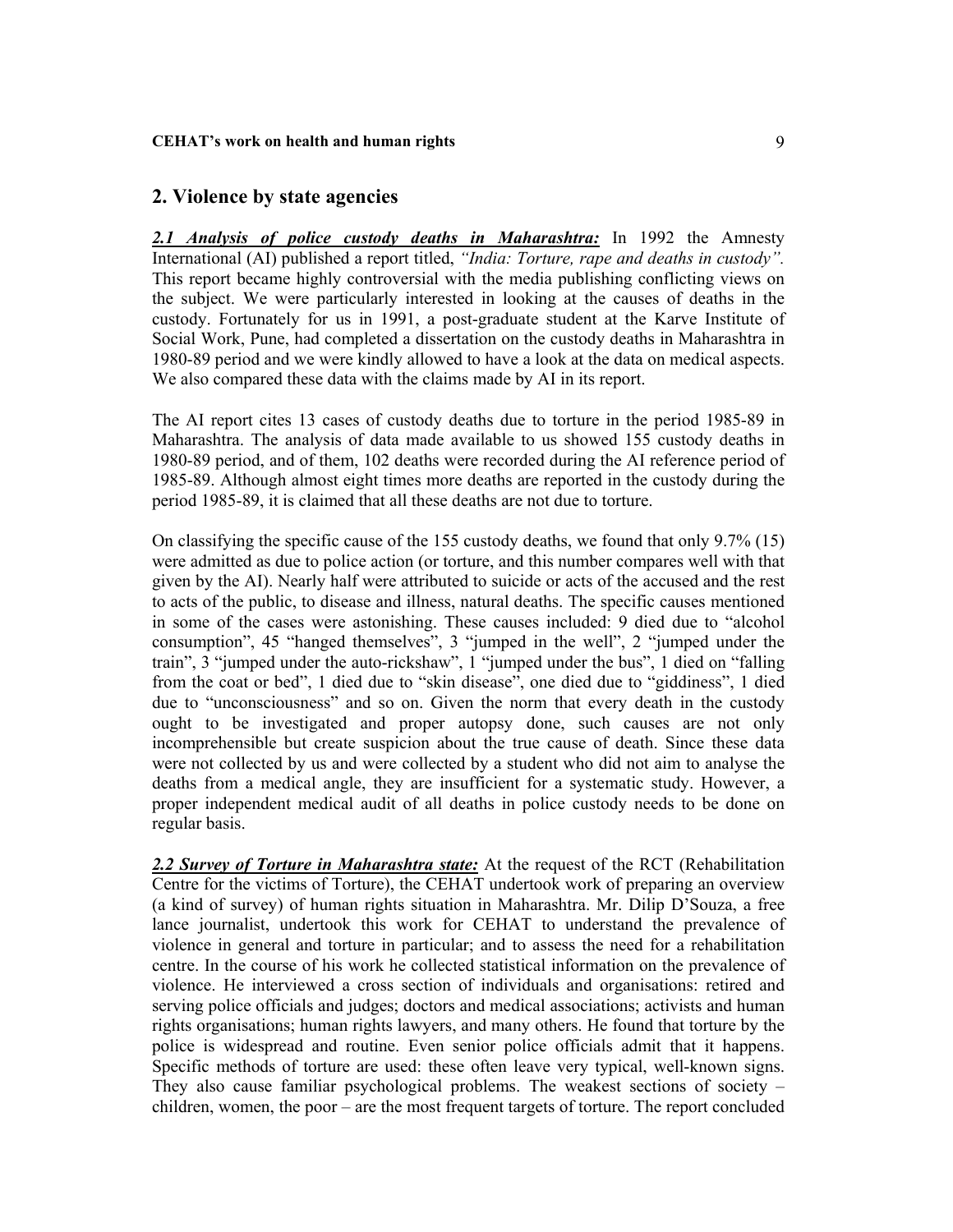## 2. Violence by state agencies

***2.1 Analysis of police custody deaths in Maharashtra:*** In 1992 the Amnesty International (AI) published a report titled, *"India: Torture, rape and deaths in custody".* This report became highly controversial with the media publishing conflicting views on the subject. We were particularly interested in looking at the causes of deaths in the custody. Fortunately for us in 1991, a post-graduate student at the Karve Institute of Social Work, Pune, had completed a dissertation on the custody deaths in Maharashtra in 1980-89 period and we were kindly allowed to have a look at the data on medical aspects. We also compared these data with the claims made by AI in its report.

The AI report cites 13 cases of custody deaths due to torture in the period 1985-89 in Maharashtra. The analysis of data made available to us showed 155 custody deaths in 1980-89 period, and of them, 102 deaths were recorded during the AI reference period of 1985-89. Although almost eight times more deaths are reported in the custody during the period 1985-89, it is claimed that all these deaths are not due to torture.

On classifying the specific cause of the 155 custody deaths, we found that only 9.7% (15) were admitted as due to police action (or torture, and this number compares well with that given by the AI). Nearly half were attributed to suicide or acts of the accused and the rest to acts of the public, to disease and illness, natural deaths. The specific causes mentioned in some of the cases were astonishing. These causes included: 9 died due to "alcohol consumption", 45 "hanged themselves", 3 "jumped in the well", 2 "jumped under the train", 3 "jumped under the auto-rickshaw", 1 "jumped under the bus", 1 died on "falling from the coat or bed", 1 died due to "skin disease", one died due to "giddiness", 1 died due to "unconsciousness" and so on. Given the norm that every death in the custody ought to be investigated and proper autopsy done, such causes are not only incomprehensible but create suspicion about the true cause of death. Since these data were not collected by us and were collected by a student who did not aim to analyse the deaths from a medical angle, they are insufficient for a systematic study. However, a proper independent medical audit of all deaths in police custody needs to be done on regular basis.

***2.2 Survey of Torture in Maharashtra state:*** At the request of the RCT (Rehabilitation Centre for the victims of Torture), the CEHAT undertook work of preparing an overview (a kind of survey) of human rights situation in Maharashtra. Mr. Dilip D'Souza, a free lance journalist, undertook this work for CEHAT to understand the prevalence of violence in general and torture in particular; and to assess the need for a rehabilitation centre. In the course of his work he collected statistical information on the prevalence of violence. He interviewed a cross section of individuals and organisations: retired and serving police officials and judges; doctors and medical associations; activists and human rights organisations; human rights lawyers, and many others. He found that torture by the police is widespread and routine. Even senior police officials admit that it happens. Specific methods of torture are used: these often leave very typical, well-known signs. They also cause familiar psychological problems. The weakest sections of society – children, women, the poor – are the most frequent targets of torture. The report concluded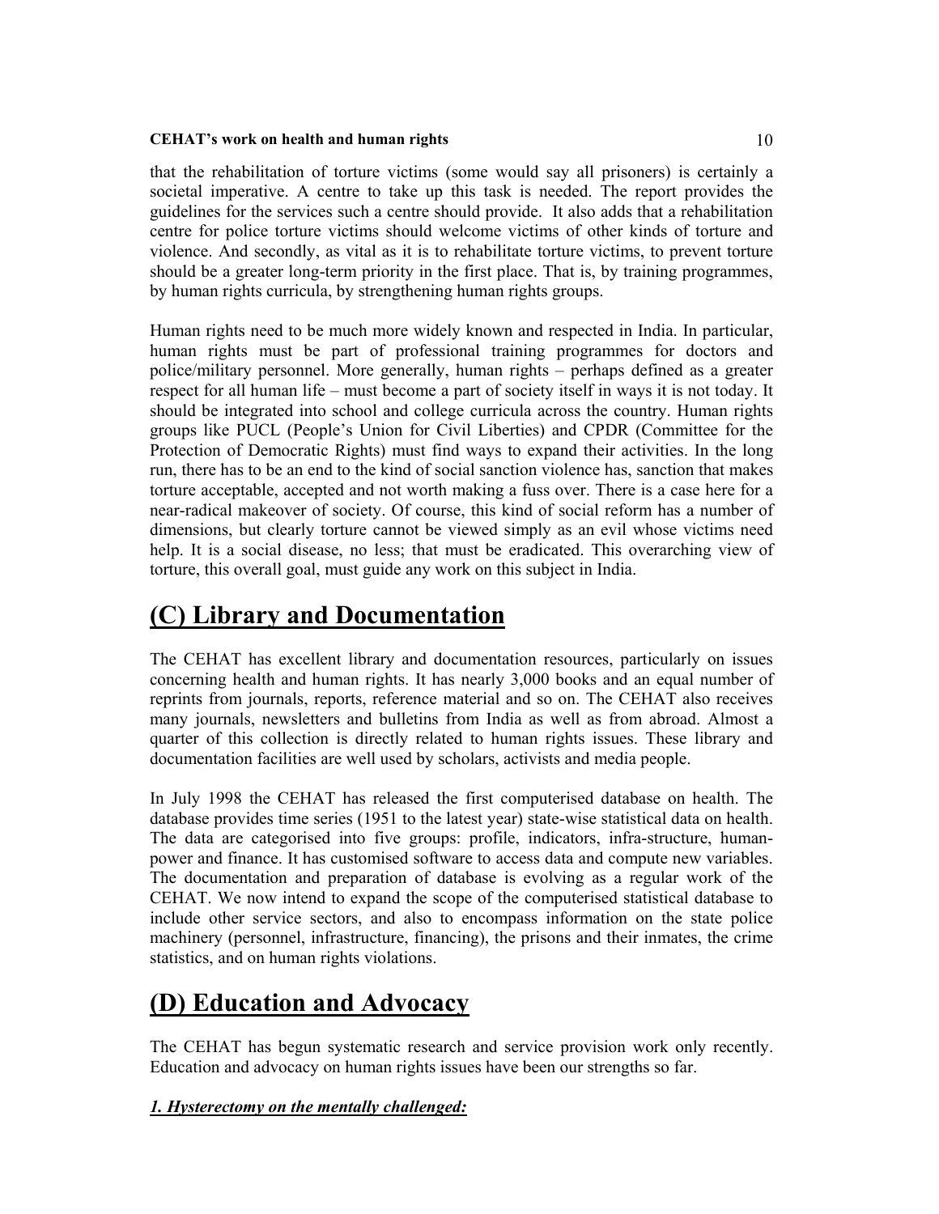that the rehabilitation of torture victims (some would say all prisoners) is certainly a societal imperative. A centre to take up this task is needed. The report provides the guidelines for the services such a centre should provide. It also adds that a rehabilitation centre for police torture victims should welcome victims of other kinds of torture and violence. And secondly, as vital as it is to rehabilitate torture victims, to prevent torture should be a greater long-term priority in the first place. That is, by training programmes, by human rights curricula, by strengthening human rights groups.

Human rights need to be much more widely known and respected in India. In particular, human rights must be part of professional training programmes for doctors and police/military personnel. More generally, human rights – perhaps defined as a greater respect for all human life – must become a part of society itself in ways it is not today. It should be integrated into school and college curricula across the country. Human rights groups like PUCL (People's Union for Civil Liberties) and CPDR (Committee for the Protection of Democratic Rights) must find ways to expand their activities. In the long run, there has to be an end to the kind of social sanction violence has, sanction that makes torture acceptable, accepted and not worth making a fuss over. There is a case here for a near-radical makeover of society. Of course, this kind of social reform has a number of dimensions, but clearly torture cannot be viewed simply as an evil whose victims need help. It is a social disease, no less; that must be eradicated. This overarching view of torture, this overall goal, must guide any work on this subject in India.

# (C) Library and Documentation

The CEHAT has excellent library and documentation resources, particularly on issues concerning health and human rights. It has nearly 3,000 books and an equal number of reprints from journals, reports, reference material and so on. The CEHAT also receives many journals, newsletters and bulletins from India as well as from abroad. Almost a quarter of this collection is directly related to human rights issues. These library and documentation facilities are well used by scholars, activists and media people.

In July 1998 the CEHAT has released the first computerised database on health. The database provides time series (1951 to the latest year) state-wise statistical data on health. The data are categorised into five groups: profile, indicators, infra-structure, human-power and finance. It has customised software to access data and compute new variables. The documentation and preparation of database is evolving as a regular work of the CEHAT. We now intend to expand the scope of the computerised statistical database to include other service sectors, and also to encompass information on the state police machinery (personnel, infrastructure, financing), the prisons and their inmates, the crime statistics, and on human rights violations.

# (D) Education and Advocacy

The CEHAT has begun systematic research and service provision work only recently. Education and advocacy on human rights issues have been our strengths so far.

***1. Hysterectomy on the mentally challenged:***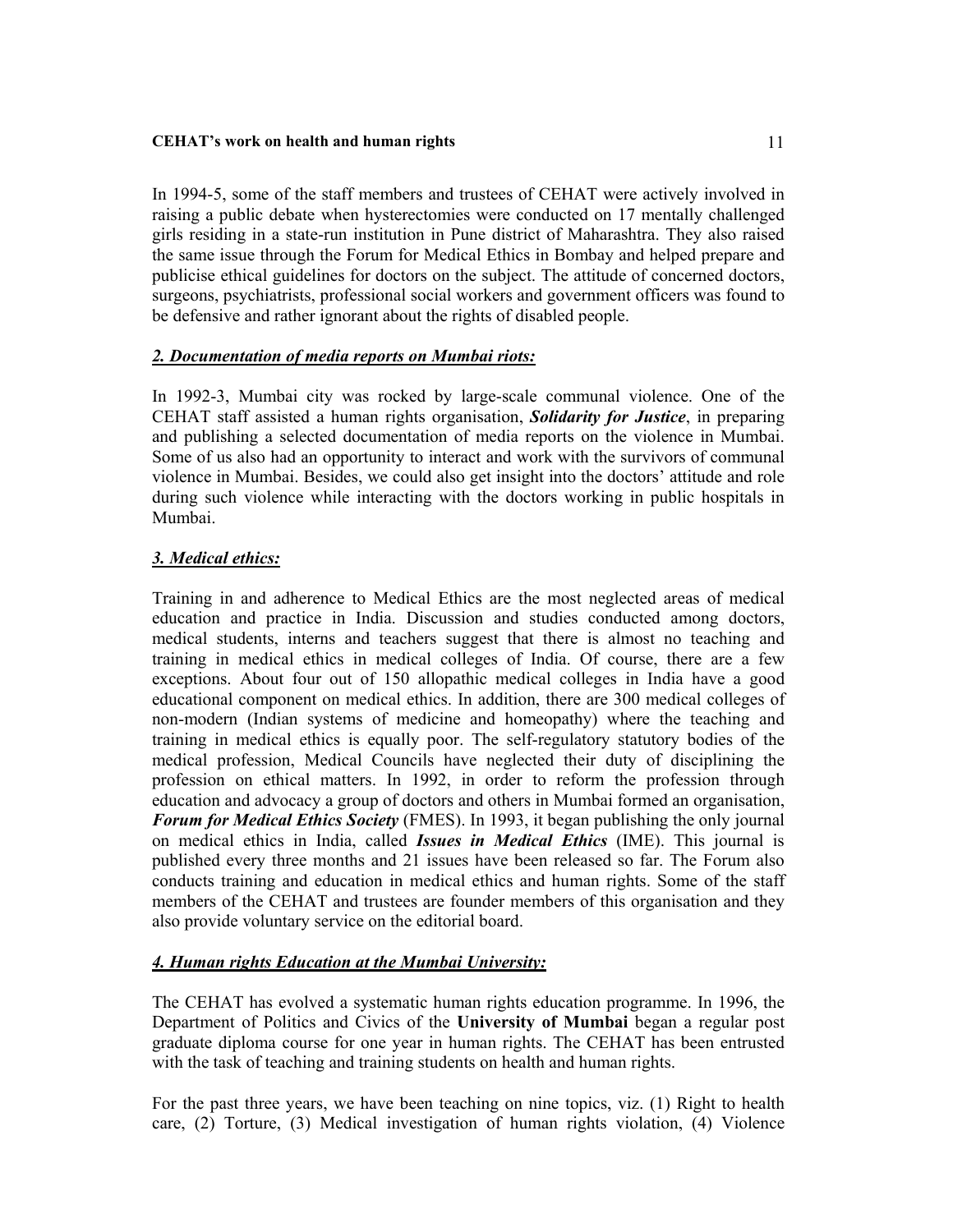In 1994-5, some of the staff members and trustees of CEHAT were actively involved in raising a public debate when hysterectomies were conducted on 17 mentally challenged girls residing in a state-run institution in Pune district of Maharashtra. They also raised the same issue through the Forum for Medical Ethics in Bombay and helped prepare and publicise ethical guidelines for doctors on the subject. The attitude of concerned doctors, surgeons, psychiatrists, professional social workers and government officers was found to be defensive and rather ignorant about the rights of disabled people.

### *2. Documentation of media reports on Mumbai riots:*

In 1992-3, Mumbai city was rocked by large-scale communal violence. One of the CEHAT staff assisted a human rights organisation, ***Solidarity for Justice***, in preparing and publishing a selected documentation of media reports on the violence in Mumbai. Some of us also had an opportunity to interact and work with the survivors of communal violence in Mumbai. Besides, we could also get insight into the doctors' attitude and role during such violence while interacting with the doctors working in public hospitals in Mumbai.

### *3. Medical ethics:*

Training in and adherence to Medical Ethics are the most neglected areas of medical education and practice in India. Discussion and studies conducted among doctors, medical students, interns and teachers suggest that there is almost no teaching and training in medical ethics in medical colleges of India. Of course, there are a few exceptions. About four out of 150 allopathic medical colleges in India have a good educational component on medical ethics. In addition, there are 300 medical colleges of non-modern (Indian systems of medicine and homeopathy) where the teaching and training in medical ethics is equally poor. The self-regulatory statutory bodies of the medical profession, Medical Councils have neglected their duty of disciplining the profession on ethical matters. In 1992, in order to reform the profession through education and advocacy a group of doctors and others in Mumbai formed an organisation, ***Forum for Medical Ethics Society*** (FMES). In 1993, it began publishing the only journal on medical ethics in India, called ***Issues in Medical Ethics*** (IME). This journal is published every three months and 21 issues have been released so far. The Forum also conducts training and education in medical ethics and human rights. Some of the staff members of the CEHAT and trustees are founder members of this organisation and they also provide voluntary service on the editorial board.

### *4. Human rights Education at the Mumbai University:*

The CEHAT has evolved a systematic human rights education programme. In 1996, the Department of Politics and Civics of the **University of Mumbai** began a regular post graduate diploma course for one year in human rights. The CEHAT has been entrusted with the task of teaching and training students on health and human rights.

For the past three years, we have been teaching on nine topics, viz. (1) Right to health care, (2) Torture, (3) Medical investigation of human rights violation, (4) Violence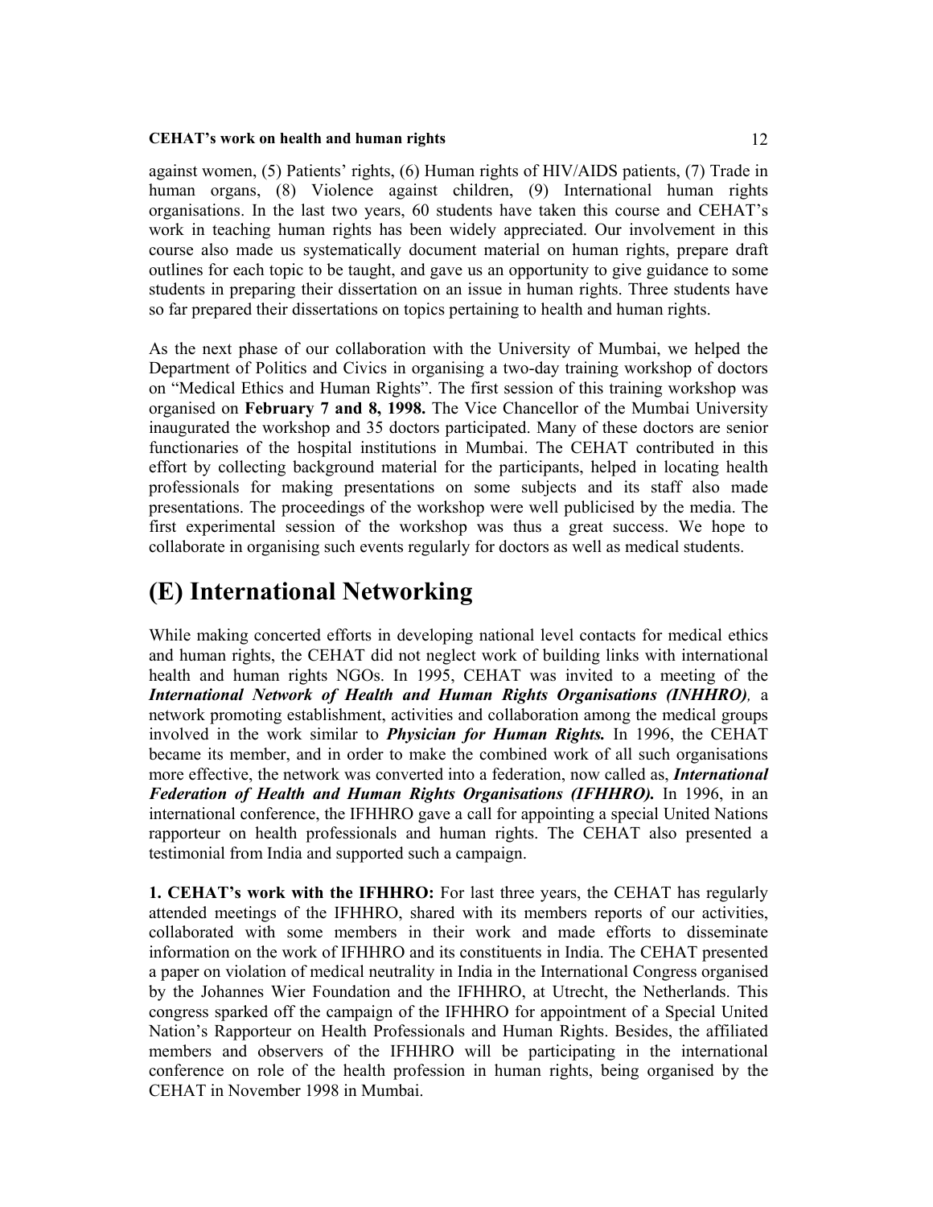against women, (5) Patients' rights, (6) Human rights of HIV/AIDS patients, (7) Trade in human organs, (8) Violence against children, (9) International human rights organisations. In the last two years, 60 students have taken this course and CEHAT's work in teaching human rights has been widely appreciated. Our involvement in this course also made us systematically document material on human rights, prepare draft outlines for each topic to be taught, and gave us an opportunity to give guidance to some students in preparing their dissertation on an issue in human rights. Three students have so far prepared their dissertations on topics pertaining to health and human rights.

As the next phase of our collaboration with the University of Mumbai, we helped the Department of Politics and Civics in organising a two-day training workshop of doctors on "Medical Ethics and Human Rights". The first session of this training workshop was organised on **February 7 and 8, 1998.** The Vice Chancellor of the Mumbai University inaugurated the workshop and 35 doctors participated. Many of these doctors are senior functionaries of the hospital institutions in Mumbai. The CEHAT contributed in this effort by collecting background material for the participants, helped in locating health professionals for making presentations on some subjects and its staff also made presentations. The proceedings of the workshop were well publicised by the media. The first experimental session of the workshop was thus a great success. We hope to collaborate in organising such events regularly for doctors as well as medical students.

# (E) International Networking

While making concerted efforts in developing national level contacts for medical ethics and human rights, the CEHAT did not neglect work of building links with international health and human rights NGOs. In 1995, CEHAT was invited to a meeting of the ***International Network of Health and Human Rights Organisations (INHHRO)***, a network promoting establishment, activities and collaboration among the medical groups involved in the work similar to ***Physician for Human Rights.*** In 1996, the CEHAT became its member, and in order to make the combined work of all such organisations more effective, the network was converted into a federation, now called as, ***International Federation of Health and Human Rights Organisations (IFHHRO).*** In 1996, in an international conference, the IFHHRO gave a call for appointing a special United Nations rapporteur on health professionals and human rights. The CEHAT also presented a testimonial from India and supported such a campaign.

**1. CEHAT's work with the IFHHRO:** For last three years, the CEHAT has regularly attended meetings of the IFHHRO, shared with its members reports of our activities, collaborated with some members in their work and made efforts to disseminate information on the work of IFHHRO and its constituents in India. The CEHAT presented a paper on violation of medical neutrality in India in the International Congress organised by the Johannes Wier Foundation and the IFHHRO, at Utrecht, the Netherlands. This congress sparked off the campaign of the IFHHRO for appointment of a Special United Nation's Rapporteur on Health Professionals and Human Rights. Besides, the affiliated members and observers of the IFHHRO will be participating in the international conference on role of the health profession in human rights, being organised by the CEHAT in November 1998 in Mumbai.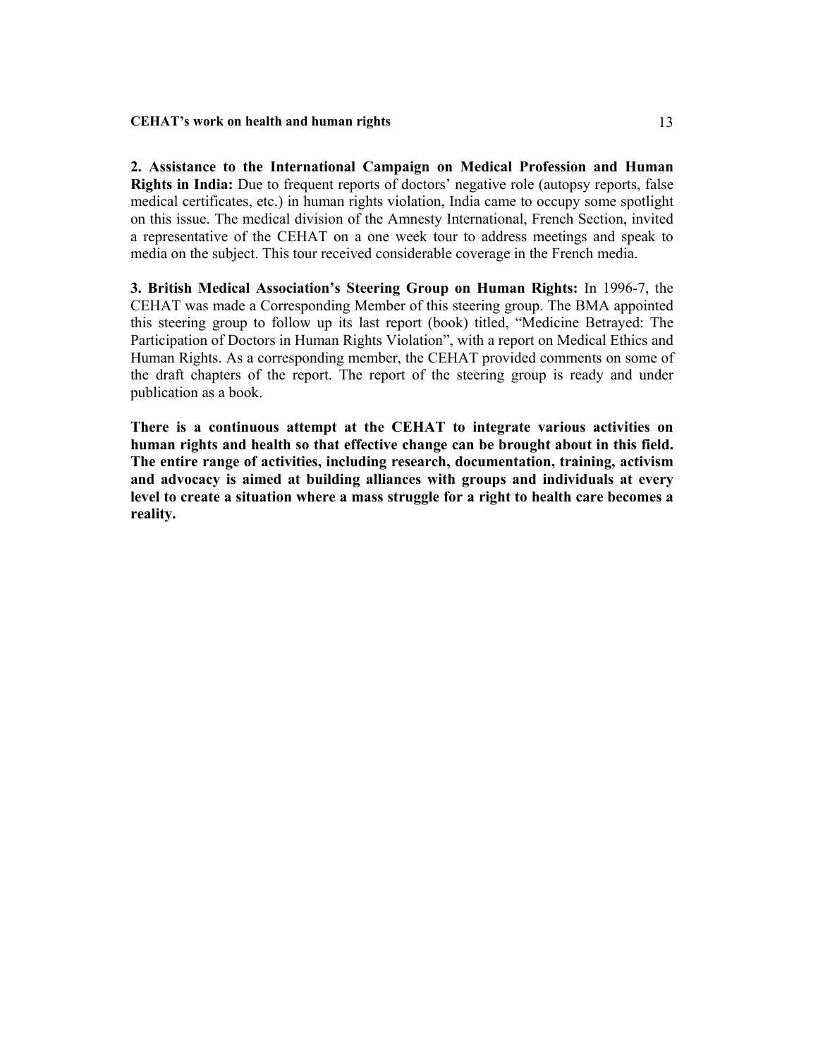**2. Assistance to the International Campaign on Medical Profession and Human Rights in India:** Due to frequent reports of doctors' negative role (autopsy reports, false medical certificates, etc.) in human rights violation, India came to occupy some spotlight on this issue. The medical division of the Amnesty International, French Section, invited a representative of the CEHAT on a one week tour to address meetings and speak to media on the subject. This tour received considerable coverage in the French media.

**3. British Medical Association's Steering Group on Human Rights:** In 1996-7, the CEHAT was made a Corresponding Member of this steering group. The BMA appointed this steering group to follow up its last report (book) titled, "Medicine Betrayed: The Participation of Doctors in Human Rights Violation", with a report on Medical Ethics and Human Rights. As a corresponding member, the CEHAT provided comments on some of the draft chapters of the report. The report of the steering group is ready and under publication as a book.

**There is a continuous attempt at the CEHAT to integrate various activities on human rights and health so that effective change can be brought about in this field. The entire range of activities, including research, documentation, training, activism and advocacy is aimed at building alliances with groups and individuals at every level to create a situation where a mass struggle for a right to health care becomes a reality.**